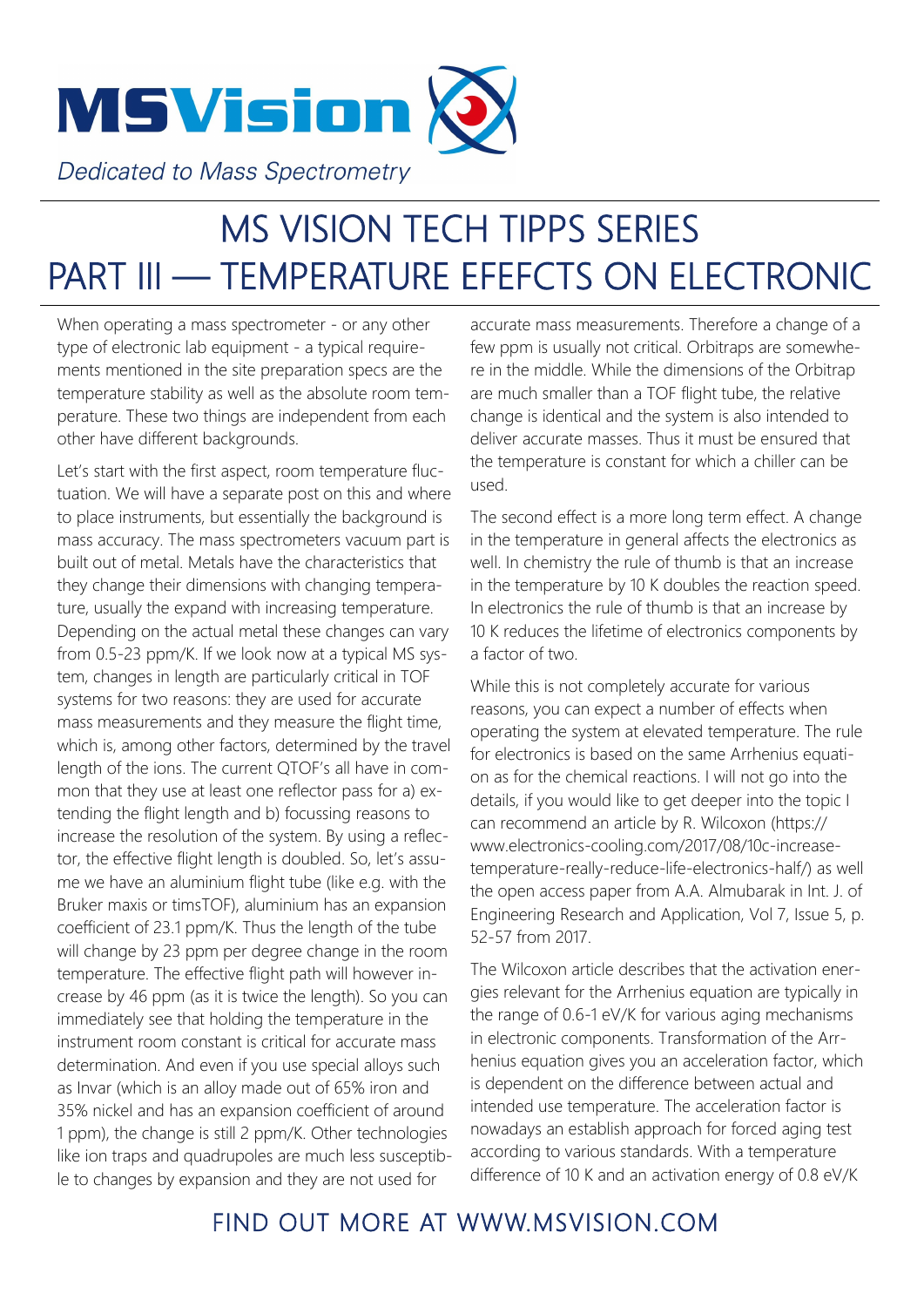MSVision

*Dedicated to Mass Spectrometry*

# MS VISION TECH TIPPS SERIES PART III — TEMPERATURE EFEFCTS ON ELECTRONIC

When operating a mass spectrometer - or any other type of electronic lab equipment - a typical requirements mentioned in the site preparation specs are the temperature stability as well as the absolute room temperature. These two things are independent from each other have different backgrounds.

Let's start with the first aspect, room temperature fluctuation. We will have a separate post on this and where to place instruments, but essentially the background is mass accuracy. The mass spectrometers vacuum part is built out of metal. Metals have the characteristics that they change their dimensions with changing temperature, usually the expand with increasing temperature. Depending on the actual metal these changes can vary from 0.5-23 ppm/K. If we look now at a typical MS system, changes in length are particularly critical in TOF systems for two reasons: they are used for accurate mass measurements and they measure the flight time, which is, among other factors, determined by the travel length of the ions. The current QTOF's all have in common that they use at least one reflector pass for a) extending the flight length and b) focussing reasons to increase the resolution of the system. By using a reflector, the effective flight length is doubled. So, let's assume we have an aluminium flight tube (like e.g. with the Bruker maxis or timsTOF), aluminium has an expansion coefficient of 23.1 ppm/K. Thus the length of the tube will change by 23 ppm per degree change in the room temperature. The effective flight path will however increase by 46 ppm (as it is twice the length). So you can immediately see that holding the temperature in the instrument room constant is critical for accurate mass determination. And even if you use special alloys such as Invar (which is an alloy made out of 65% iron and 35% nickel and has an expansion coefficient of around 1 ppm), the change is still 2 ppm/K. Other technologies like ion traps and quadrupoles are much less susceptible to changes by expansion and they are not used for accurate mass measurements. Therefore a change of a few ppm is usually not critical. Orbitraps are somewhere in the middle. While the dimensions of the Orbitrap are much smaller than a TOF flight tube, the relative change is identical and the system is also intended to deliver accurate masses. Thus it must be ensured that the temperature is constant for which a chiller can be used.

The second effect is a more long term effect. A change in the temperature in general affects the electronics as well. In chemistry the rule of thumb is that an increase in the temperature by 10 K doubles the reaction speed. In electronics the rule of thumb is that an increase by 10 K reduces the lifetime of electronics components by a factor of two.

While this is not completely accurate for various reasons, you can expect a number of effects when operating the system at elevated temperature. The rule for electronics is based on the same Arrhenius equation as for the chemical reactions. I will not go into the details, if you would like to get deeper into the topic I can recommend an article by R. Wilcoxon (https://www.electronics-cooling.com/2017/08/10c-increase-temperature-really-reduce-life-electronics-half/) as well the open access paper from A.A. Almubarak in Int. J. of Engineering Research and Application, Vol 7, Issue 5, p. 52-57 from 2017.

The Wilcoxon article describes that the activation energies relevant for the Arrhenius equation are typically in the range of 0.6-1 eV/K for various aging mechanisms in electronic components. Transformation of the Arrhenius equation gives you an acceleration factor, which is dependent on the difference between actual and intended use temperature. The acceleration factor is nowadays an establish approach for forced aging test according to various standards. With a temperature difference of 10 K and an activation energy of 0.8 eV/K

FIND OUT MORE AT WWW.MSVISION.COM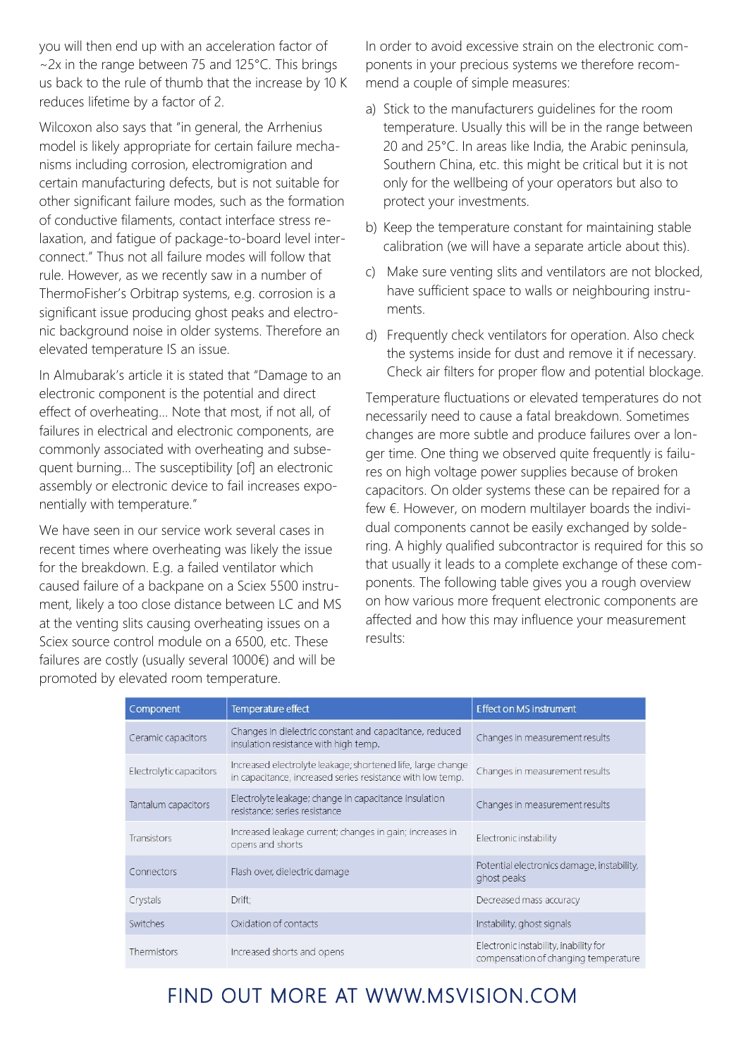you will then end up with an acceleration factor of ~2x in the range between 75 and 125°C. This brings us back to the rule of thumb that the increase by 10 K reduces lifetime by a factor of 2.

Wilcoxon also says that "in general, the Arrhenius model is likely appropriate for certain failure mechanisms including corrosion, electromigration and certain manufacturing defects, but is not suitable for other significant failure modes, such as the formation of conductive filaments, contact interface stress relaxation, and fatigue of package-to-board level interconnect." Thus not all failure modes will follow that rule. However, as we recently saw in a number of ThermoFisher's Orbitrap systems, e.g. corrosion is a significant issue producing ghost peaks and electronic background noise in older systems. Therefore an elevated temperature IS an issue.

In Almubarak's article it is stated that "Damage to an electronic component is the potential and direct effect of overheating... Note that most, if not all, of failures in electrical and electronic components, are commonly associated with overheating and subsequent burning... The susceptibility [of] an electronic assembly or electronic device to fail increases exponentially with temperature."

We have seen in our service work several cases in recent times where overheating was likely the issue for the breakdown. E.g. a failed ventilator which caused failure of a backpane on a Sciex 5500 instrument, likely a too close distance between LC and MS at the venting slits causing overheating issues on a Sciex source control module on a 6500, etc. These failures are costly (usually several 1000€) and will be promoted by elevated room temperature.

In order to avoid excessive strain on the electronic components in your precious systems we therefore recommend a couple of simple measures:

a) Stick to the manufacturers guidelines for the room temperature. Usually this will be in the range between 20 and 25°C. In areas like India, the Arabic peninsula, Southern China, etc. this might be critical but it is not only for the wellbeing of your operators but also to protect your investments.

b) Keep the temperature constant for maintaining stable calibration (we will have a separate article about this).

c) Make sure venting slits and ventilators are not blocked, have sufficient space to walls or neighbouring instruments.

d) Frequently check ventilators for operation. Also check the systems inside for dust and remove it if necessary. Check air filters for proper flow and potential blockage.

Temperature fluctuations or elevated temperatures do not necessarily need to cause a fatal breakdown. Sometimes changes are more subtle and produce failures over a longer time. One thing we observed quite frequently is failures on high voltage power supplies because of broken capacitors. On older systems these can be repaired for a few €. However, on modern multilayer boards the individual components cannot be easily exchanged by soldering. A highly qualified subcontractor is required for this so that usually it leads to a complete exchange of these components. The following table gives you a rough overview on how various more frequent electronic components are affected and how this may influence your measurement results:

| Component | Temperature effect | Effect on MS instrument |
|---|---|---|
| Ceramic capacitors | Changes in dielectric constant and capacitance, reduced insulation resistance with high temp. | Changes in measurement results |
| Electrolytic capacitors | Increased electrolyte leakage; shortened life, large change in capacitance, increased series resistance with low temp. | Changes in measurement results |
| Tantalum capacitors | Electrolyte leakage; change in capacitance insulation resistance; series resistance | Changes in measurement results |
| Transistors | Increased leakage current; changes in gain; increases in opens and shorts | Electronic instability |
| Connectors | Flash over, dielectric damage | Potential electronics damage, instability, ghost peaks |
| Crystals | Drift; | Decreased mass accuracy |
| Switches | Oxidation of contacts | Instability, ghost signals |
| Thermistors | Increased shorts and opens | Electronic instability, inability for compensation of changing temperature |

FIND OUT MORE AT WWW.MSVISION.COM